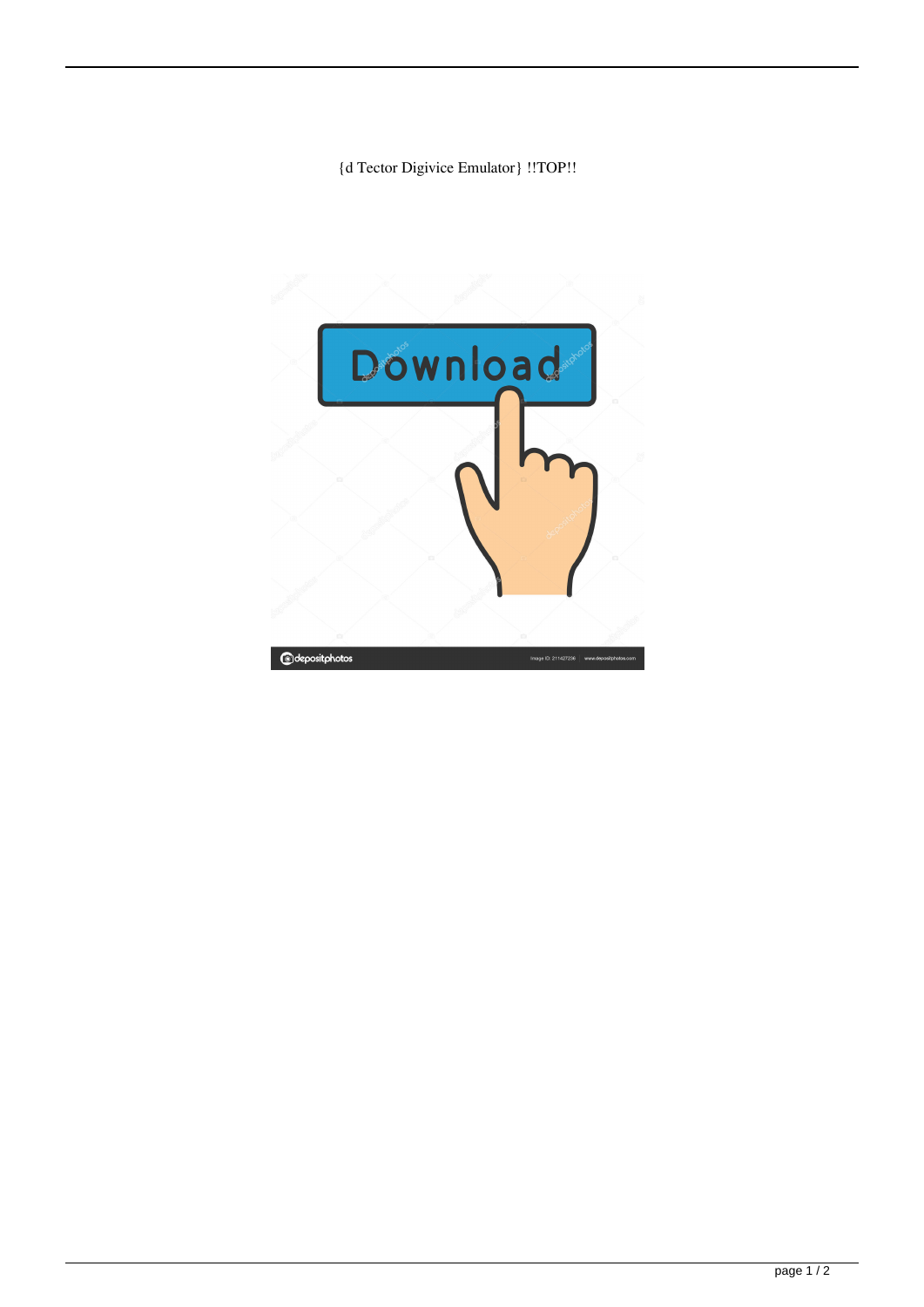{d Tector Digivice Emulator} !!TOP!!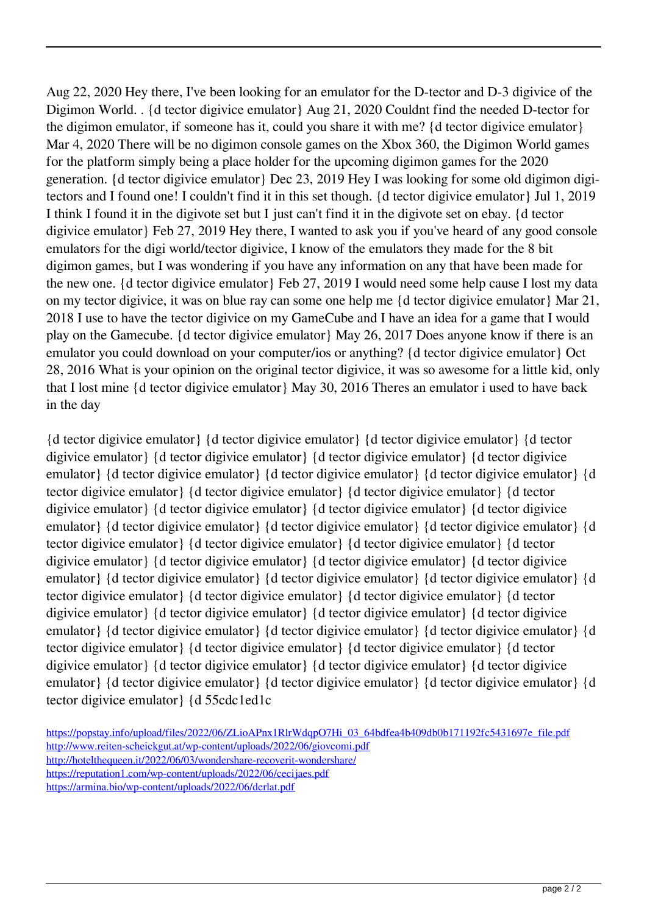Aug 22, 2020 Hey there, I've been looking for an emulator for the D-tector and D-3 digivice of the Digimon World. . {d tector digivice emulator} Aug 21, 2020 Couldnt find the needed D-tector for the digimon emulator, if someone has it, could you share it with me? {d tector digivice emulator} Mar 4, 2020 There will be no digimon console games on the Xbox 360, the Digimon World games for the platform simply being a place holder for the upcoming digimon games for the 2020 generation. {d tector digivice emulator} Dec 23, 2019 Hey I was looking for some old digimon digi-tectors and I found one! I couldn't find it in this set though. {d tector digivice emulator} Jul 1, 2019 I think I found it in the digivote set but I just can't find it in the digivote set on ebay. {d tector digivice emulator} Feb 27, 2019 Hey there, I wanted to ask you if you've heard of any good console emulators for the digi world/tector digivice, I know of the emulators they made for the 8 bit digimon games, but I was wondering if you have any information on any that have been made for the new one. {d tector digivice emulator} Feb 27, 2019 I would need some help cause I lost my data on my tector digivice, it was on blue ray can some one help me {d tector digivice emulator} Mar 21, 2018 I use to have the tector digivice on my GameCube and I have an idea for a game that I would play on the Gamecube. {d tector digivice emulator} May 26, 2017 Does anyone know if there is an emulator you could download on your computer/ios or anything? {d tector digivice emulator} Oct 28, 2016 What is your opinion on the original tector digivice, it was so awesome for a little kid, only that I lost mine {d tector digivice emulator} May 30, 2016 Theres an emulator i used to have back in the day

{d tector digivice emulator} {d tector digivice emulator} {d tector digivice emulator} {d tector digivice emulator} {d tector digivice emulator} {d tector digivice emulator} {d tector digivice emulator} {d tector digivice emulator} {d tector digivice emulator} {d tector digivice emulator} {d tector digivice emulator} {d tector digivice emulator} {d tector digivice emulator} {d tector digivice emulator} {d tector digivice emulator} {d tector digivice emulator} {d tector digivice emulator} {d tector digivice emulator} {d tector digivice emulator} {d tector digivice emulator} {d tector digivice emulator} {d tector digivice emulator} {d tector digivice emulator} {d tector digivice emulator} {d tector digivice emulator} {d tector digivice emulator} {d tector digivice emulator} {d tector digivice emulator} {d tector digivice emulator} {d tector digivice emulator} {d tector digivice emulator} {d tector digivice emulator} {d tector digivice emulator} {d tector digivice emulator} {d tector digivice emulator} {d tector digivice emulator} {d tector digivice emulator} {d tector digivice emulator} {d tector digivice emulator} {d tector digivice emulator} {d tector digivice emulator} {d tector digivice emulator} {d tector digivice emulator} {d tector digivice emulator} {d tector digivice emulator} {d tector digivice emulator} {d tector digivice emulator} {d tector digivice emulator} {d tector digivice emulator} {d tector digivice emulator} {d tector digivice emulator} {d 55cdc1ed1c

https://popstay.info/upload/files/2022/06/ZLioAPnx1RlrWdqpO7Hi_03_64bdfea4b409db0b171192fc5431697e_file.pdf
http://www.reiten-scheickgut.at/wp-content/uploads/2022/06/giovcomi.pdf
http://hotelthequeen.it/2022/06/03/wondershare-recoverit-wondershare/
https://reputation1.com/wp-content/uploads/2022/06/cecijaes.pdf
https://armina.bio/wp-content/uploads/2022/06/derlat.pdf